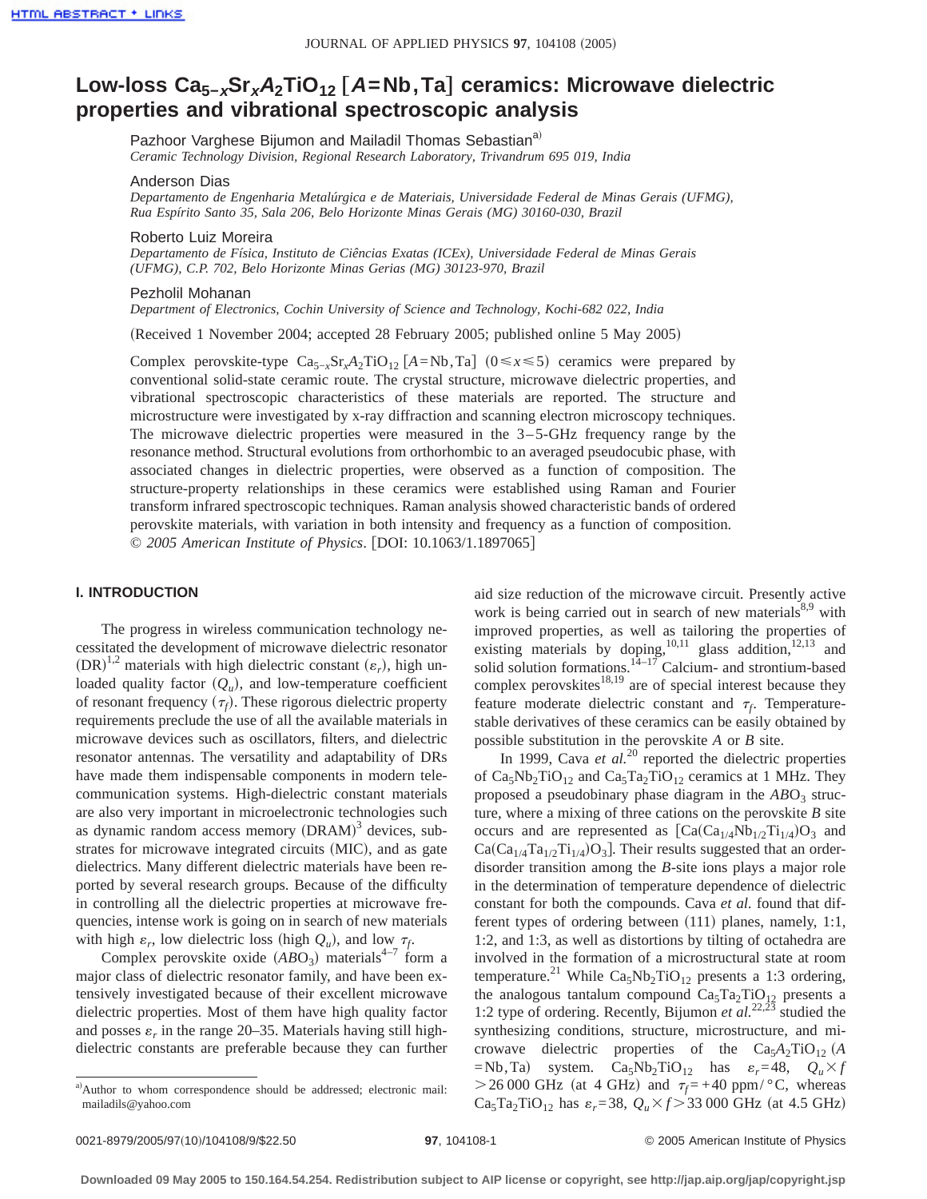# Low-loss $Ca_{5-x}Sr_xA_2TiO_{12}$ [$A$=Nb,Ta] ceramics: Microwave dielectric properties and vibrational spectroscopic analysis

Pazhoor Varghese Bijumon and Mailadil Thomas Sebastian[a]
*Ceramic Technology Division, Regional Research Laboratory, Trivandrum 695 019, India*

Anderson Dias
*Departamento de Engenharia Metalúrgica e de Materiais, Universidade Federal de Minas Gerais (UFMG), Rua Espírito Santo 35, Sala 206, Belo Horizonte Minas Gerais (MG) 30160-030, Brazil*

Roberto Luiz Moreira
*Departamento de Física, Instituto de Ciências Exatas (ICEx), Universidade Federal de Minas Gerais (UFMG), C.P. 702, Belo Horizonte Minas Gerias (MG) 30123-970, Brazil*

Pezholil Mohanan
*Department of Electronics, Cochin University of Science and Technology, Kochi-682 022, India*

(Received 1 November 2004; accepted 28 February 2005; published online 5 May 2005)

Complex perovskite-type $Ca_{5-x}Sr_xA_2TiO_{12}$ [$A$=Nb,Ta] ($0 \leqslant x \leqslant 5$) ceramics were prepared by conventional solid-state ceramic route. The crystal structure, microwave dielectric properties, and vibrational spectroscopic characteristics of these materials are reported. The structure and microstructure were investigated by x-ray diffraction and scanning electron microscopy techniques. The microwave dielectric properties were measured in the 3–5-GHz frequency range by the resonance method. Structural evolutions from orthorhombic to an averaged pseudocubic phase, with associated changes in dielectric properties, were observed as a function of composition. The structure-property relationships in these ceramics were established using Raman and Fourier transform infrared spectroscopic techniques. Raman analysis showed characteristic bands of ordered perovskite materials, with variation in both intensity and frequency as a function of composition. © *2005 American Institute of Physics*. [DOI: 10.1063/1.1897065]

## I. INTRODUCTION

The progress in wireless communication technology necessitated the development of microwave dielectric resonator (DR)[1,2] materials with high dielectric constant ($\varepsilon_r$), high unloaded quality factor ($Q_u$), and low-temperature coefficient of resonant frequency ($\tau_f$). These rigorous dielectric property requirements preclude the use of all the available materials in microwave devices such as oscillators, filters, and dielectric resonator antennas. The versatility and adaptability of DRs have made them indispensable components in modern telecommunication systems. High-dielectric constant materials are also very important in microelectronic technologies such as dynamic random access memory (DRAM)[3] devices, substrates for microwave integrated circuits (MIC), and as gate dielectrics. Many different dielectric materials have been reported by several research groups. Because of the difficulty in controlling all the dielectric properties at microwave frequencies, intense work is going on in search of new materials with high $\varepsilon_r$, low dielectric loss (high $Q_u$), and low $\tau_f$.

Complex perovskite oxide ($ABO_3$) materials[4–7] form a major class of dielectric resonator family, and have been extensively investigated because of their excellent microwave dielectric properties. Most of them have high quality factor and posses $\varepsilon_r$ in the range 20–35. Materials having still high-dielectric constants are preferable because they can further aid size reduction of the microwave circuit. Presently active work is being carried out in search of new materials[8,9] with improved properties, as well as tailoring the properties of existing materials by doping,[10,11] glass addition,[12,13] and solid solution formations.[14–17] Calcium- and strontium-based complex perovskites[18,19] are of special interest because they feature moderate dielectric constant and $\tau_f$. Temperature-stable derivatives of these ceramics can be easily obtained by possible substitution in the perovskite $A$ or $B$ site.

In 1999, Cava *et al.*[20] reported the dielectric properties of $Ca_5Nb_2TiO_{12}$ and $Ca_5Ta_2TiO_{12}$ ceramics at 1 MHz. They proposed a pseudobinary phase diagram in the $ABO_3$ structure, where a mixing of three cations on the perovskite $B$ site occurs and are represented as [$Ca(Ca_{1/4}Nb_{1/2}Ti_{1/4})O_3$ and $Ca(Ca_{1/4}Ta_{1/2}Ti_{1/4})O_3$]. Their results suggested that an order-disorder transition among the $B$-site ions plays a major role in the determination of temperature dependence of dielectric constant for both the compounds. Cava *et al.* found that different types of ordering between (111) planes, namely, 1:1, 1:2, and 1:3, as well as distortions by tilting of octahedra are involved in the formation of a microstructural state at room temperature.[21] While $Ca_5Nb_2TiO_{12}$ presents a 1:3 ordering, the analogous tantalum compound $Ca_5Ta_2TiO_{12}$ presents a 1:2 type of ordering. Recently, Bijumon *et al.*[22,23] studied the synthesizing conditions, structure, microstructure, and microwave dielectric properties of the $Ca_5A_2TiO_{12}$ ($A$=Nb,Ta) system. $Ca_5Nb_2TiO_{12}$ has $\varepsilon_r$=48, $Q_u \times f$ >26 000 GHz (at 4 GHz) and $\tau_f$=+40 ppm/°C, whereas $Ca_5Ta_2TiO_{12}$ has $\varepsilon_r$=38, $Q_u \times f$>33 000 GHz (at 4.5 GHz)

[a]Author to whom correspondence should be addressed; electronic mail: mailadils@yahoo.com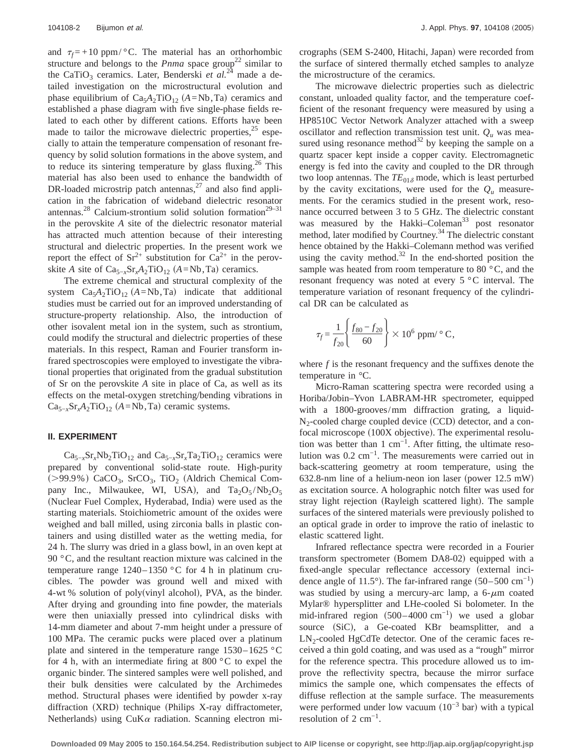and $\tau_f = +10$ ppm/°C. The material has an orthorhombic structure and belongs to the *Pnma* space group[22] similar to the $CaTiO_3$ ceramics. Later, Benderski *et al.*[24] made a detailed investigation on the microstructural evolution and phase equilibrium of $Ca_5A_2TiO_{12}$ ($A$=Nb,Ta) ceramics and established a phase diagram with five single-phase fields related to each other by different cations. Efforts have been made to tailor the microwave dielectric properties,[25] especially to attain the temperature compensation of resonant frequency by solid solution formations in the above system, and to reduce its sintering temperature by glass fluxing.[26] This material has also been used to enhance the bandwidth of DR-loaded microstrip patch antennas,[27] and also find application in the fabrication of wideband dielectric resonator antennas.[28] Calcium-strontium solid solution formation[29–31] in the perovskite *A* site of the dielectric resonator material has attracted much attention because of their interesting structural and dielectric properties. In the present work we report the effect of $Sr^{2+}$ substitution for $Ca^{2+}$ in the perovskite *A* site of $Ca_{5-x}Sr_xA_2TiO_{12}$ ($A$=Nb,Ta) ceramics.

The extreme chemical and structural complexity of the system $Ca_5A_2TiO_{12}$ ($A$=Nb,Ta) indicate that additional studies must be carried out for an improved understanding of structure-property relationship. Also, the introduction of other isovalent metal ion in the system, such as strontium, could modify the structural and dielectric properties of these materials. In this respect, Raman and Fourier transform infrared spectroscopies were employed to investigate the vibrational properties that originated from the gradual substitution of Sr on the perovskite *A* site in place of Ca, as well as its effects on the metal-oxygen stretching/bending vibrations in $Ca_{5-x}Sr_xA_2TiO_{12}$ ($A$=Nb,Ta) ceramic systems.

## II. EXPERIMENT

$Ca_{5-x}Sr_xNb_2TiO_{12}$ and $Ca_{5-x}Sr_xTa_2TiO_{12}$ ceramics were prepared by conventional solid-state route. High-purity (>99.9%) $CaCO_3$, $SrCO_3$, $TiO_2$ (Aldrich Chemical Company Inc., Milwaukee, WI, USA), and $Ta_2O_5$/$Nb_2O_5$ (Nuclear Fuel Complex, Hyderabad, India) were used as the starting materials. Stoichiometric amount of the oxides were weighed and ball milled, using zirconia balls in plastic containers and using distilled water as the wetting media, for 24 h. The slurry was dried in a glass bowl, in an oven kept at 90 °C, and the resultant reaction mixture was calcined in the temperature range 1240–1350 °C for 4 h in platinum crucibles. The powder was ground well and mixed with 4-wt % solution of poly(vinyl alcohol), PVA, as the binder. After drying and grounding into fine powder, the materials were then uniaxially pressed into cylindrical disks with 14-mm diameter and about 7-mm height under a pressure of 100 MPa. The ceramic pucks were placed over a platinum plate and sintered in the temperature range 1530–1625 °C for 4 h, with an intermediate firing at 800 °C to expel the organic binder. The sintered samples were well polished, and their bulk densities were calculated by the Archimedes method. Structural phases were identified by powder x-ray diffraction (XRD) technique (Philips X-ray diffractometer, Netherlands) using CuK$\alpha$ radiation. Scanning electron micrographs (SEM S-2400, Hitachi, Japan) were recorded from the surface of sintered thermally etched samples to analyze the microstructure of the ceramics.

The microwave dielectric properties such as dielectric constant, unloaded quality factor, and the temperature coefficient of the resonant frequency were measured by using a HP8510C Vector Network Analyzer attached with a sweep oscillator and reflection transmission test unit. $Q_u$ was measured using resonance method[32] by keeping the sample on a quartz spacer kept inside a copper cavity. Electromagnetic energy is fed into the cavity and coupled to the DR through two loop antennas. The $TE_{01\delta}$ mode, which is least perturbed by the cavity excitations, were used for the $Q_u$ measurements. For the ceramics studied in the present work, resonance occurred between 3 to 5 GHz. The dielectric constant was measured by the Hakki–Coleman[33] post resonator method, later modified by Courtney.[34] The dielectric constant hence obtained by the Hakki–Colemann method was verified using the cavity method.[32] In the end-shorted position the sample was heated from room temperature to 80 °C, and the resonant frequency was noted at every 5 °C interval. The temperature variation of resonant frequency of the cylindrical DR can be calculated as

$$\tau_f = \frac{1}{f_{20}}\left\{\frac{f_{80}-f_{20}}{60}\right\} \times 10^6 \text{ ppm/°C},$$

where $f$ is the resonant frequency and the suffixes denote the temperature in °C.

Micro-Raman scattering spectra were recorded using a Horiba/Jobin–Yvon LABRAM-HR spectrometer, equipped with a 1800-grooves/mm diffraction grating, a liquid-$N_2$-cooled charge coupled device (CCD) detector, and a confocal microscope (100X objective). The experimental resolution was better than 1 $cm^{-1}$. After fitting, the ultimate resolution was 0.2 $cm^{-1}$. The measurements were carried out in back-scattering geometry at room temperature, using the 632.8-nm line of a helium-neon ion laser (power 12.5 mW) as excitation source. A holographic notch filter was used for stray light rejection (Rayleigh scattered light). The sample surfaces of the sintered materials were previously polished to an optical grade in order to improve the ratio of inelastic to elastic scattered light.

Infrared reflectance spectra were recorded in a Fourier transform spectrometer (Bomem DA8-02) equipped with a fixed-angle specular reflectance accessory (external incidence angle of 11.5°). The far-infrared range (50–500 $cm^{-1}$) was studied by using a mercury-arc lamp, a 6-$\mu$m coated Mylar® hypersplitter and LHe-cooled Si bolometer. In the mid-infrared region (500–4000 $cm^{-1}$) we used a globar source (SiC), a Ge-coated KBr beamsplitter, and a $LN_2$-cooled HgCdTe detector. One of the ceramic faces received a thin gold coating, and was used as a "rough" mirror for the reference spectra. This procedure allowed us to improve the reflectivity spectra, because the mirror surface mimics the sample one, which compensates the effects of diffuse reflection at the sample surface. The measurements were performed under low vacuum ($10^{-3}$ bar) with a typical resolution of 2 $cm^{-1}$.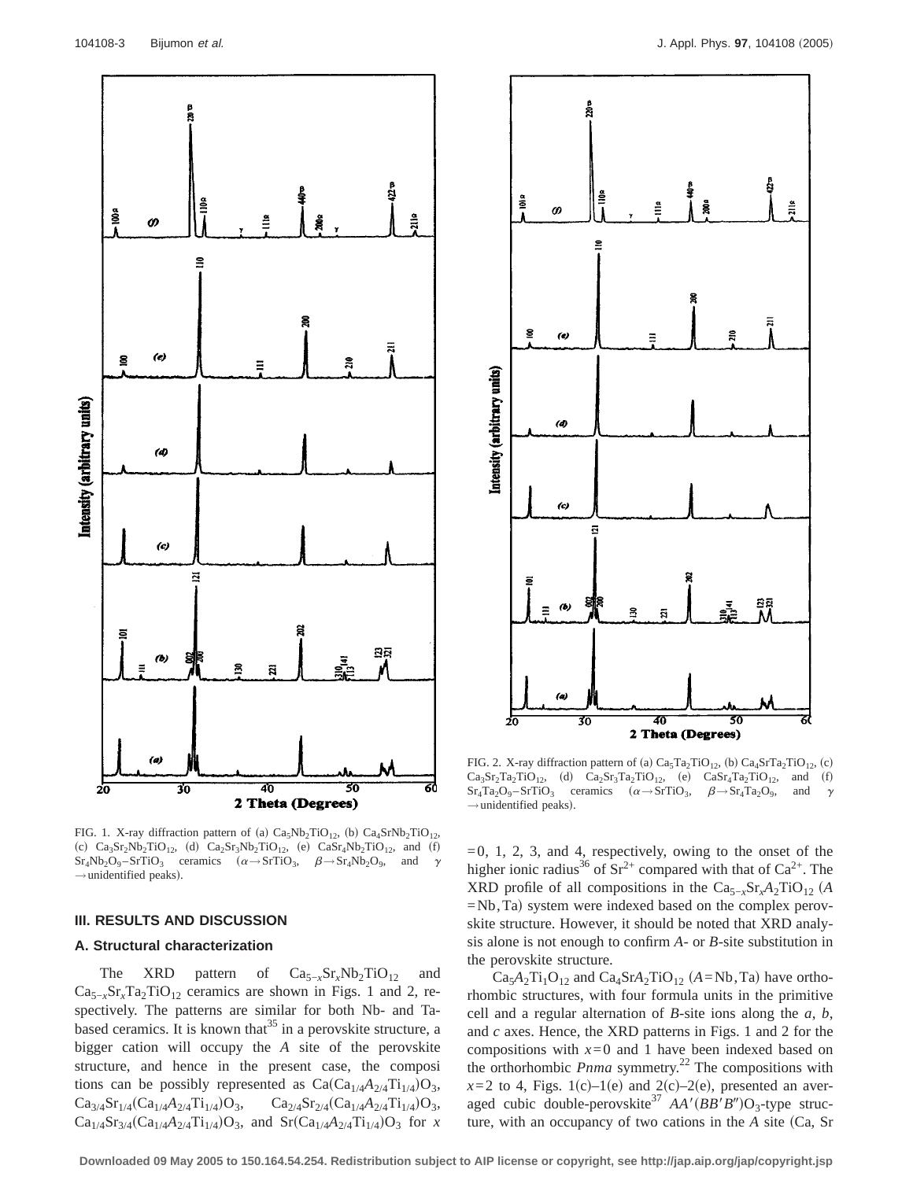FIG. 1. X-ray diffraction pattern of (a) $Ca_5Nb_2TiO_{12}$, (b) $Ca_4SrNb_2TiO_{12}$, (c) $Ca_3Sr_2Nb_2TiO_{12}$, (d) $Ca_2Sr_3Nb_2TiO_{12}$, (e) $CaSr_4Nb_2TiO_{12}$, and (f) $Sr_4Nb_2O_9-SrTiO_3$ ceramics ($\alpha \rightarrow SrTiO_3$, $\beta \rightarrow Sr_4Nb_2O_9$, and $\gamma \rightarrow$ unidentified peaks).

FIG. 2. X-ray diffraction pattern of (a) $Ca_5Ta_2TiO_{12}$, (b) $Ca_4SrTa_2TiO_{12}$, (c) $Ca_3Sr_2Ta_2TiO_{12}$, (d) $Ca_2Sr_3Ta_2TiO_{12}$, (e) $CaSr_4Ta_2TiO_{12}$, and (f) $Sr_4Ta_2O_9-SrTiO_3$ ceramics ($\alpha \rightarrow SrTiO_3$, $\beta \rightarrow Sr_4Ta_2O_9$, and $\gamma \rightarrow$ unidentified peaks).

## III. RESULTS AND DISCUSSION

### A. Structural characterization

The XRD pattern of $Ca_{5-x}Sr_xNb_2TiO_{12}$ and $Ca_{5-x}Sr_xTa_2TiO_{12}$ ceramics are shown in Figs. 1 and 2, respectively. The patterns are similar for both Nb- and Ta-based ceramics. It is known that[35] in a perovskite structure, a bigger cation will occupy the *A* site of the perovskite structure, and hence in the present case, the compositions can be possibly represented as $Ca(Ca_{1/4}A_{2/4}Ti_{1/4})O_3$, $Ca_{3/4}Sr_{1/4}(Ca_{1/4}A_{2/4}Ti_{1/4})O_3$, $Ca_{2/4}Sr_{2/4}(Ca_{1/4}A_{2/4}Ti_{1/4})O_3$, $Ca_{1/4}Sr_{3/4}(Ca_{1/4}A_{2/4}Ti_{1/4})O_3$, and $Sr(Ca_{1/4}A_{2/4}Ti_{1/4})O_3$ for $x=0$, 1, 2, 3, and 4, respectively, owing to the onset of the higher ionic radius[36] of $Sr^{2+}$ compared with that of $Ca^{2+}$. The XRD profile of all compositions in the $Ca_{5-x}Sr_xA_2TiO_{12}$ ($A=Nb, Ta$) system were indexed based on the complex perovskite structure. However, it should be noted that XRD analysis alone is not enough to confirm *A*- or *B*-site substitution in the perovskite structure.

$Ca_5A_2Ti_1O_{12}$ and $Ca_4SrA_2TiO_{12}$ ($A=Nb, Ta$) have orthorhombic structures, with four formula units in the primitive cell and a regular alternation of *B*-site ions along the *a*, *b*, and *c* axes. Hence, the XRD patterns in Figs. 1 and 2 for the compositions with $x=0$ and 1 have been indexed based on the orthorhombic *Pnma* symmetry.[22] The compositions with $x=2$ to 4, Figs. 1(c)–1(e) and 2(c)–2(e), presented an averaged cubic double-perovskite[37] $AA'(BB'B'')O_3$-type structure, with an occupancy of two cations in the *A* site (Ca, Sr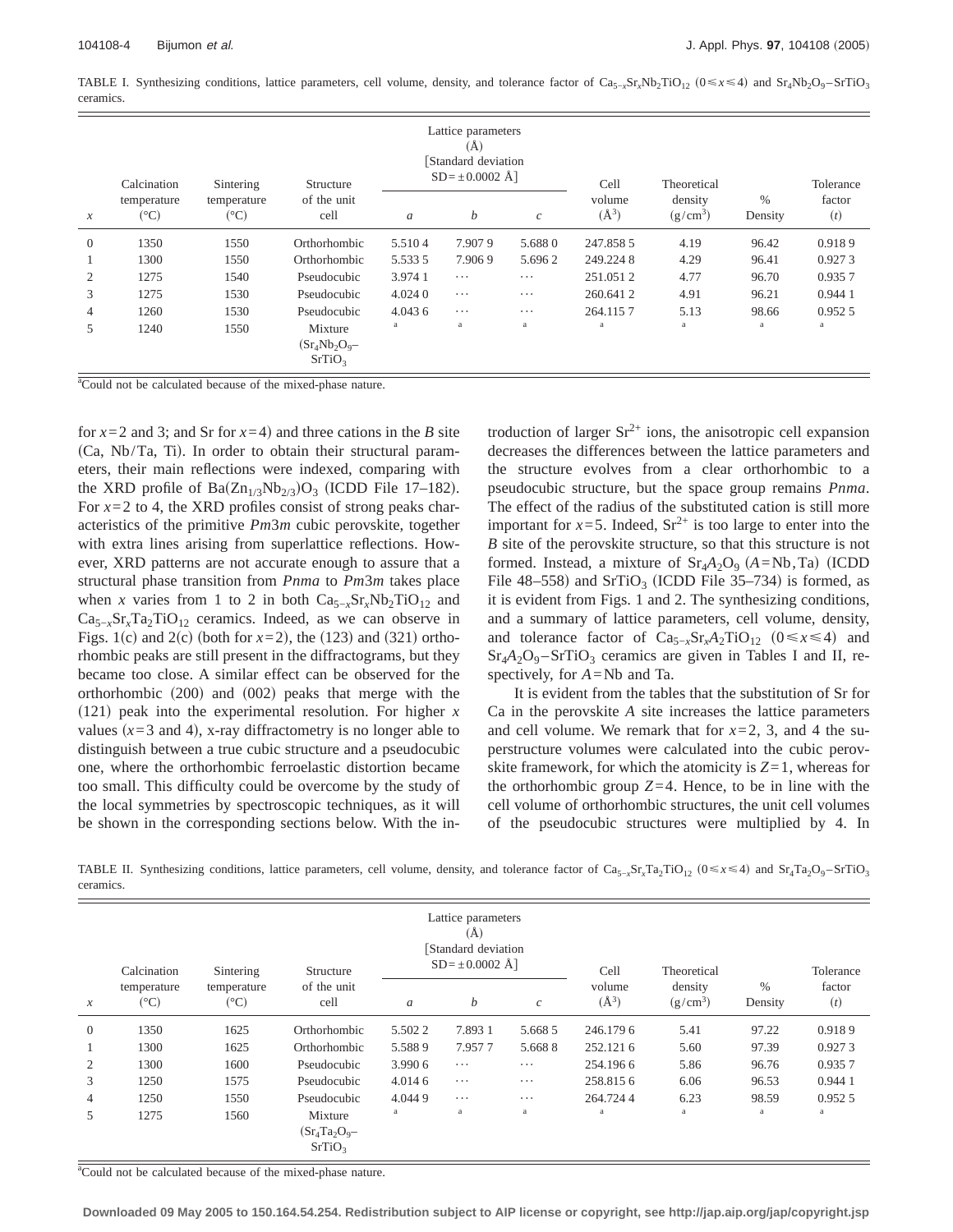TABLE I. Synthesizing conditions, lattice parameters, cell volume, density, and tolerance factor of $Ca_{5-x}Sr_xNb_2TiO_{12}$ $(0 \leq x \leq 4)$ and $Sr_4Nb_2O_9$–$SrTiO_3$ ceramics.

| $x$ | Calcination temperature (°C) | Sintering temperature (°C) | Structure of the unit cell | Lattice parameters (Å) [Standard deviation SD = ±0.0002 Å] $a$ | $b$ | $c$ | Cell volume (Å$^3$) | Theoretical density (g/cm$^3$) | % Density | Tolerance factor ($t$) |
|---|---|---|---|---|---|---|---|---|---|---|
| 0 | 1350 | 1550 | Orthorhombic | 5.510 4 | 7.907 9 | 5.688 0 | 247.858 5 | 4.19 | 96.42 | 0.918 9 |
| 1 | 1300 | 1550 | Orthorhombic | 5.533 5 | 7.906 9 | 5.696 2 | 249.224 8 | 4.29 | 96.41 | 0.927 3 |
| 2 | 1275 | 1540 | Pseudocubic | 3.974 1 | ⋯ | ⋯ | 251.051 2 | 4.77 | 96.70 | 0.935 7 |
| 3 | 1275 | 1530 | Pseudocubic | 4.024 0 | ⋯ | ⋯ | 260.641 2 | 4.91 | 96.21 | 0.944 1 |
| 4 | 1260 | 1530 | Pseudocubic | 4.043 6 | ⋯ | ⋯ | 264.115 7 | 5.13 | 98.66 | 0.952 5 |
| 5 | 1240 | 1550 | Mixture ($Sr_4Nb_2O_9$–$SrTiO_3$) | [a] | [a] | [a] | [a] | [a] | [a] | [a] |

[a]Could not be calculated because of the mixed-phase nature.

for $x=2$ and 3; and Sr for $x=4$) and three cations in the $B$ site (Ca, Nb/Ta, Ti). In order to obtain their structural parameters, their main reflections were indexed, comparing with the XRD profile of $Ba(Zn_{1/3}Nb_{2/3})O_3$ (ICDD File 17–182). For $x=2$ to 4, the XRD profiles consist of strong peaks characteristics of the primitive $Pm3m$ cubic perovskite, together with extra lines arising from superlattice reflections. However, XRD patterns are not accurate enough to assure that a structural phase transition from $Pnma$ to $Pm3m$ takes place when $x$ varies from 1 to 2 in both $Ca_{5-x}Sr_xNb_2TiO_{12}$ and $Ca_{5-x}Sr_xTa_2TiO_{12}$ ceramics. Indeed, as we can observe in Figs. 1(c) and 2(c) (both for $x=2$), the (123) and (321) orthorhombic peaks are still present in the diffractograms, but they became too close. A similar effect can be observed for the orthorhombic (200) and (002) peaks that merge with the (121) peak into the experimental resolution. For higher $x$ values ($x=3$ and 4), x-ray diffractometry is no longer able to distinguish between a true cubic structure and a pseudocubic one, where the orthorhombic ferroelastic distortion became too small. This difficulty could be overcome by the study of the local symmetries by spectroscopic techniques, as it will be shown in the corresponding sections below. With the introduction of larger $Sr^{2+}$ ions, the anisotropic cell expansion decreases the differences between the lattice parameters and the structure evolves from a clear orthorhombic to a pseudocubic structure, but the space group remains $Pnma$. The effect of the radius of the substituted cation is still more important for $x=5$. Indeed, $Sr^{2+}$ is too large to enter into the $B$ site of the perovskite structure, so that this structure is not formed. Instead, a mixture of $Sr_4A_2O_9$ ($A$=Nb, Ta) (ICDD File 48–558) and $SrTiO_3$ (ICDD File 35–734) is formed, as it is evident from Figs. 1 and 2. The synthesizing conditions, and a summary of lattice parameters, cell volume, density, and tolerance factor of $Ca_{5-x}Sr_xA_2TiO_{12}$ $(0 \leq x \leq 4)$ and $Sr_4A_2O_9$–$SrTiO_3$ ceramics are given in Tables I and II, respectively, for $A$=Nb and Ta.

It is evident from the tables that the substitution of Sr for Ca in the perovskite $A$ site increases the lattice parameters and cell volume. We remark that for $x=2$, 3, and 4 the superstructure volumes were calculated into the cubic perovskite framework, for which the atomicity is $Z=1$, whereas for the orthorhombic group $Z=4$. Hence, to be in line with the cell volume of orthorhombic structures, the unit cell volumes of the pseudocubic structures were multiplied by 4. In

TABLE II. Synthesizing conditions, lattice parameters, cell volume, density, and tolerance factor of $Ca_{5-x}Sr_xTa_2TiO_{12}$ $(0 \leq x \leq 4)$ and $Sr_4Ta_2O_9$–$SrTiO_3$ ceramics.

| $x$ | Calcination temperature (°C) | Sintering temperature (°C) | Structure of the unit cell | Lattice parameters (Å) [Standard deviation SD = ±0.0002 Å] $a$ | $b$ | $c$ | Cell volume (Å$^3$) | Theoretical density (g/cm$^3$) | % Density | Tolerance factor ($t$) |
|---|---|---|---|---|---|---|---|---|---|---|
| 0 | 1350 | 1625 | Orthorhombic | 5.502 2 | 7.893 1 | 5.668 5 | 246.179 6 | 5.41 | 97.22 | 0.918 9 |
| 1 | 1300 | 1625 | Orthorhombic | 5.588 9 | 7.957 7 | 5.668 8 | 252.121 6 | 5.60 | 97.39 | 0.927 3 |
| 2 | 1300 | 1600 | Pseudocubic | 3.990 6 | ⋯ | ⋯ | 254.196 6 | 5.86 | 96.76 | 0.935 7 |
| 3 | 1250 | 1575 | Pseudocubic | 4.014 6 | ⋯ | ⋯ | 258.815 6 | 6.06 | 96.53 | 0.944 1 |
| 4 | 1250 | 1550 | Pseudocubic | 4.044 9 | ⋯ | ⋯ | 264.724 4 | 6.23 | 98.59 | 0.952 5 |
| 5 | 1275 | 1560 | Mixture ($Sr_4Ta_2O_9$–$SrTiO_3$) | [a] | [a] | [a] | [a] | [a] | [a] | [a] |

[a]Could not be calculated because of the mixed-phase nature.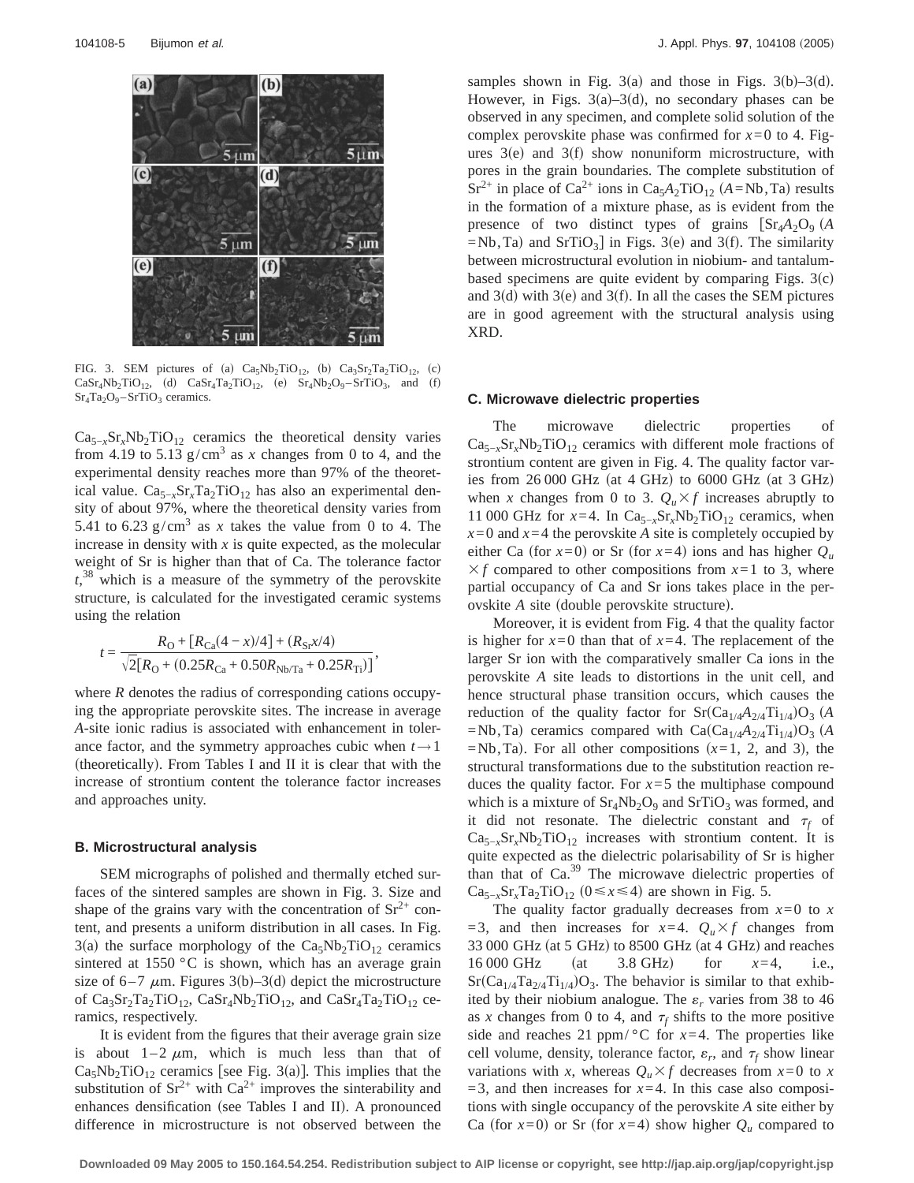FIG. 3. SEM pictures of (a) $Ca_5Nb_2TiO_{12}$, (b) $Ca_3Sr_2Ta_2TiO_{12}$, (c) $CaSr_4Nb_2TiO_{12}$, (d) $CaSr_4Ta_2TiO_{12}$, (e) $Sr_4Nb_2O_9-SrTiO_3$, and (f) $Sr_4Ta_2O_9-SrTiO_3$ ceramics.

$Ca_{5-x}Sr_xNb_2TiO_{12}$ ceramics the theoretical density varies from 4.19 to 5.13 $g/cm^3$ as $x$ changes from 0 to 4, and the experimental density reaches more than 97% of the theoretical value. $Ca_{5-x}Sr_xTa_2TiO_{12}$ has also an experimental density of about 97%, where the theoretical density varies from 5.41 to 6.23 $g/cm^3$ as $x$ takes the value from 0 to 4. The increase in density with $x$ is quite expected, as the molecular weight of Sr is higher than that of Ca. The tolerance factor $t$,[38] which is a measure of the symmetry of the perovskite structure, is calculated for the investigated ceramic systems using the relation

$$t = \frac{R_{\mathrm{O}} + [R_{\mathrm{Ca}}(4-x)/4] + (R_{\mathrm{Sr}}x/4)}{\sqrt{2}[R_{\mathrm{O}} + (0.25R_{\mathrm{Ca}} + 0.50R_{\mathrm{Nb/Ta}} + 0.25R_{\mathrm{Ti}})]},$$

where $R$ denotes the radius of corresponding cations occupying the appropriate perovskite sites. The increase in average $A$-site ionic radius is associated with enhancement in tolerance factor, and the symmetry approaches cubic when $t \rightarrow 1$ (theoretically). From Tables I and II it is clear that with the increase of strontium content the tolerance factor increases and approaches unity.

### B. Microstructural analysis

SEM micrographs of polished and thermally etched surfaces of the sintered samples are shown in Fig. 3. Size and shape of the grains vary with the concentration of $Sr^{2+}$ content, and presents a uniform distribution in all cases. In Fig. 3(a) the surface morphology of the $Ca_5Nb_2TiO_{12}$ ceramics sintered at 1550 °C is shown, which has an average grain size of 6–7 $\mu$m. Figures 3(b)–3(d) depict the microstructure of $Ca_3Sr_2Ta_2TiO_{12}$, $CaSr_4Nb_2TiO_{12}$, and $CaSr_4Ta_2TiO_{12}$ ceramics, respectively.

It is evident from the figures that their average grain size is about 1–2 $\mu$m, which is much less than that of $Ca_5Nb_2TiO_{12}$ ceramics [see Fig. 3(a)]. This implies that the substitution of $Sr^{2+}$ with $Ca^{2+}$ improves the sinterability and enhances densification (see Tables I and II). A pronounced difference in microstructure is not observed between the samples shown in Fig. 3(a) and those in Figs. 3(b)–3(d). However, in Figs. 3(a)–3(d), no secondary phases can be observed in any specimen, and complete solid solution of the complex perovskite phase was confirmed for $x=0$ to 4. Figures 3(e) and 3(f) show nonuniform microstructure, with pores in the grain boundaries. The complete substitution of $Sr^{2+}$ in place of $Ca^{2+}$ ions in $Ca_5A_2TiO_{12}$ ($A$=Nb, Ta) results in the formation of a mixture phase, as is evident from the presence of two distinct types of grains [$Sr_4A_2O_9$ ($A$=Nb, Ta) and $SrTiO_3$] in Figs. 3(e) and 3(f). The similarity between microstructural evolution in niobium- and tantalum-based specimens are quite evident by comparing Figs. 3(c) and 3(d) with 3(e) and 3(f). In all the cases the SEM pictures are in good agreement with the structural analysis using XRD.

### C. Microwave dielectric properties

The microwave dielectric properties of $Ca_{5-x}Sr_xNb_2TiO_{12}$ ceramics with different mole fractions of strontium content are given in Fig. 4. The quality factor varies from 26 000 GHz (at 4 GHz) to 6000 GHz (at 3 GHz) when $x$ changes from 0 to 3. $Q_u \times f$ increases abruptly to 11 000 GHz for $x=4$. In $Ca_{5-x}Sr_xNb_2TiO_{12}$ ceramics, when $x=0$ and $x=4$ the perovskite $A$ site is completely occupied by either Ca (for $x=0$) or Sr (for $x=4$) ions and has higher $Q_u \times f$ compared to other compositions from $x=1$ to 3, where partial occupancy of Ca and Sr ions takes place in the perovskite $A$ site (double perovskite structure).

Moreover, it is evident from Fig. 4 that the quality factor is higher for $x=0$ than that of $x=4$. The replacement of the larger Sr ion with the comparatively smaller Ca ions in the perovskite $A$ site leads to distortions in the unit cell, and hence structural phase transition occurs, which causes the reduction of the quality factor for $Sr(Ca_{1/4}A_{2/4}Ti_{1/4})O_3$ ($A$=Nb, Ta) ceramics compared with $Ca(Ca_{1/4}A_{2/4}Ti_{1/4})O_3$ ($A$=Nb, Ta). For all other compositions ($x=1$, 2, and 3), the structural transformations due to the substitution reaction reduces the quality factor. For $x=5$ the multiphase compound which is a mixture of $Sr_4Nb_2O_9$ and $SrTiO_3$ was formed, and it did not resonate. The dielectric constant and $\tau_f$ of $Ca_{5-x}Sr_xNb_2TiO_{12}$ increases with strontium content. It is quite expected as the dielectric polarisability of Sr is higher than that of Ca.[39] The microwave dielectric properties of $Ca_{5-x}Sr_xTa_2TiO_{12}$ ($0 \leq x \leq 4$) are shown in Fig. 5.

The quality factor gradually decreases from $x=0$ to $x=3$, and then increases for $x=4$. $Q_u \times f$ changes from 33 000 GHz (at 5 GHz) to 8500 GHz (at 4 GHz) and reaches 16 000 GHz (at 3.8 GHz) for $x=4$, i.e., $Sr(Ca_{1/4}Ta_{2/4}Ti_{1/4})O_3$. The behavior is similar to that exhibited by their niobium analogue. The $\varepsilon_r$ varies from 38 to 46 as $x$ changes from 0 to 4, and $\tau_f$ shifts to the more positive side and reaches 21 ppm/°C for $x=4$. The properties like cell volume, density, tolerance factor, $\varepsilon_r$, and $\tau_f$ show linear variations with $x$, whereas $Q_u \times f$ decreases from $x=0$ to $x=3$, and then increases for $x=4$. In this case also compositions with single occupancy of the perovskite $A$ site either by Ca (for $x=0$) or Sr (for $x=4$) show higher $Q_u$ compared to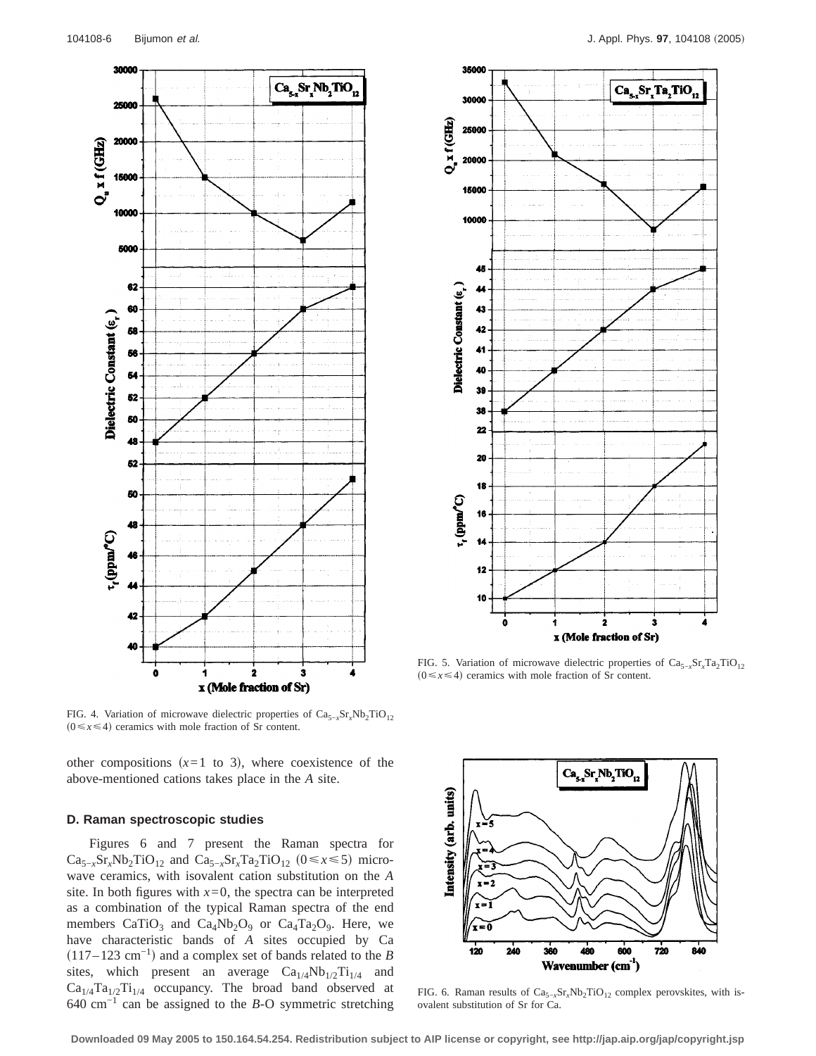FIG. 4. Variation of microwave dielectric properties of $Ca_{5-x}Sr_xNb_2TiO_{12}$ $(0 \leq x \leq 4)$ ceramics with mole fraction of Sr content.

FIG. 5. Variation of microwave dielectric properties of $Ca_{5-x}Sr_xTa_2TiO_{12}$ $(0 \leq x \leq 4)$ ceramics with mole fraction of Sr content.

other compositions ($x=1$ to 3), where coexistence of the above-mentioned cations takes place in the *A* site.

### D. Raman spectroscopic studies

Figures 6 and 7 present the Raman spectra for $Ca_{5-x}Sr_xNb_2TiO_{12}$ and $Ca_{5-x}Sr_xTa_2TiO_{12}$ $(0 \leq x \leq 5)$ microwave ceramics, with isovalent cation substitution on the *A* site. In both figures with $x=0$, the spectra can be interpreted as a combination of the typical Raman spectra of the end members $CaTiO_3$ and $Ca_4Nb_2O_9$ or $Ca_4Ta_2O_9$. Here, we have characteristic bands of *A* sites occupied by Ca $(117-123\ cm^{-1})$ and a complex set of bands related to the *B* sites, which present an average $Ca_{1/4}Nb_{1/2}Ti_{1/4}$ and $Ca_{1/4}Ta_{1/2}Ti_{1/4}$ occupancy. The broad band observed at $640\ cm^{-1}$ can be assigned to the *B*-O symmetric stretching

FIG. 6. Raman results of $Ca_{5-x}Sr_xNb_2TiO_{12}$ complex perovskites, with isovalent substitution of Sr for Ca.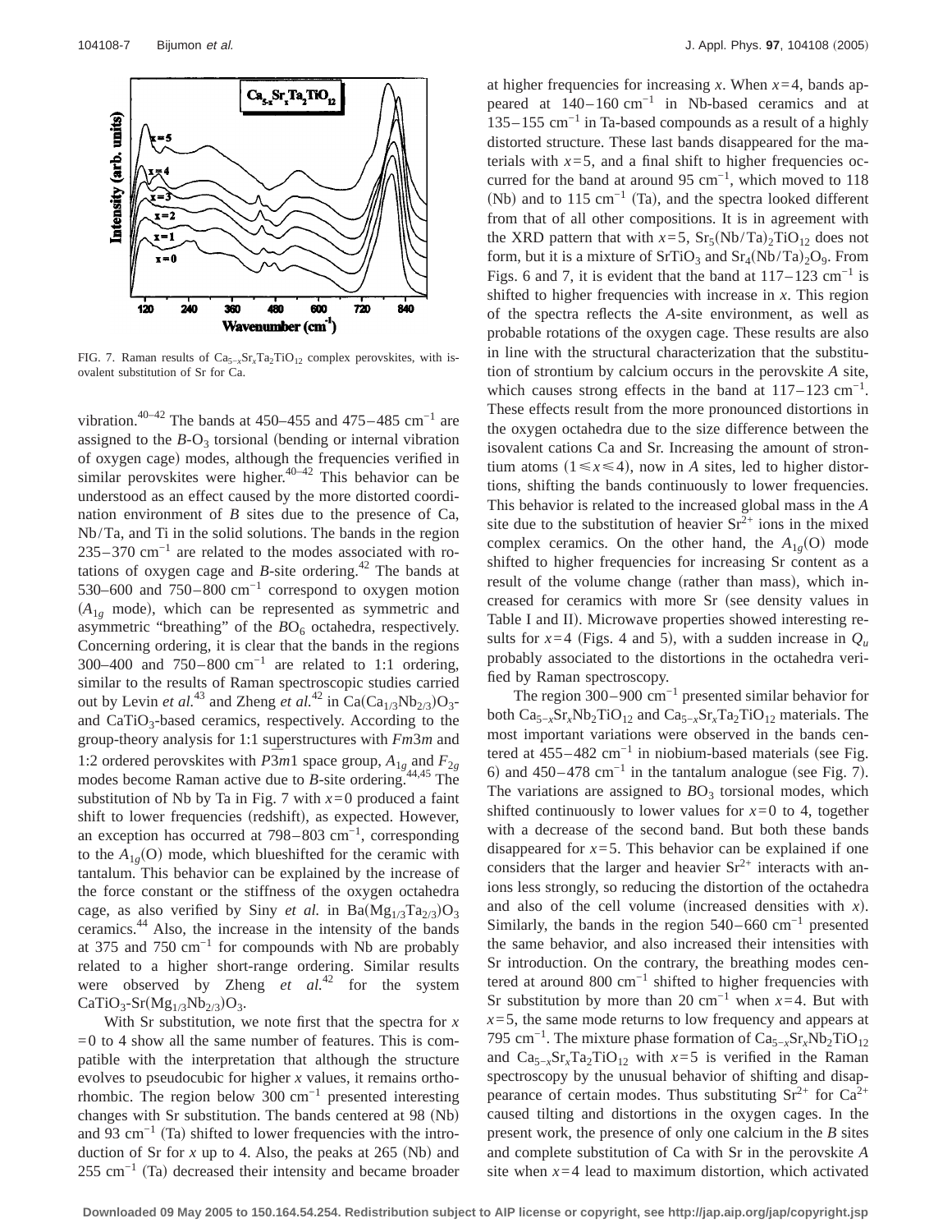FIG. 7. Raman results of $Ca_{5-x}Sr_xTa_2TiO_{12}$ complex perovskites, with isovalent substitution of Sr for Ca.

vibration.[40–42] The bands at 450–455 and 475–485 $cm^{-1}$ are assigned to the $B$-$O_3$ torsional (bending or internal vibration of oxygen cage) modes, although the frequencies verified in similar perovskites were higher.[40–42] This behavior can be understood as an effect caused by the more distorted coordination environment of $B$ sites due to the presence of Ca, Nb/Ta, and Ti in the solid solutions. The bands in the region 235–370 $cm^{-1}$ are related to the modes associated with rotations of oxygen cage and $B$-site ordering.[42] The bands at 530–600 and 750–800 $cm^{-1}$ correspond to oxygen motion ($A_{1g}$ mode), which can be represented as symmetric and asymmetric "breathing" of the $BO_6$ octahedra, respectively. Concerning ordering, it is clear that the bands in the regions 300–400 and 750–800 $cm^{-1}$ are related to 1:1 ordering, similar to the results of Raman spectroscopic studies carried out by Levin *et al.*[43] and Zheng *et al.*[42] in $Ca(Ca_{1/3}Nb_{2/3})O_3$- and $CaTiO_3$-based ceramics, respectively. According to the group-theory analysis for 1:1 superstructures with $Fm\bar{3}m$ and 1:2 ordered perovskites with $P\bar{3}m1$ space group, $A_{1g}$ and $F_{2g}$ modes become Raman active due to $B$-site ordering.[44,45] The substitution of Nb by Ta in Fig. 7 with $x=0$ produced a faint shift to lower frequencies (redshift), as expected. However, an exception has occurred at 798–803 $cm^{-1}$, corresponding to the $A_{1g}$(O) mode, which blueshifted for the ceramic with tantalum. This behavior can be explained by the increase of the force constant or the stiffness of the oxygen octahedra cage, as also verified by Siny *et al.* in $Ba(Mg_{1/3}Ta_{2/3})O_3$ ceramics.[44] Also, the increase in the intensity of the bands at 375 and 750 $cm^{-1}$ for compounds with Nb are probably related to a higher short-range ordering. Similar results were observed by Zheng *et al.*[42] for the system $CaTiO_3$-$Sr(Mg_{1/3}Nb_{2/3})O_3$.

With Sr substitution, we note first that the spectra for $x=0$ to 4 show all the same number of features. This is compatible with the interpretation that although the structure evolves to pseudocubic for higher $x$ values, it remains orthorhombic. The region below 300 $cm^{-1}$ presented interesting changes with Sr substitution. The bands centered at 98 (Nb) and 93 $cm^{-1}$ (Ta) shifted to lower frequencies with the introduction of Sr for $x$ up to 4. Also, the peaks at 265 (Nb) and 255 $cm^{-1}$ (Ta) decreased their intensity and became broader at higher frequencies for increasing $x$. When $x=4$, bands appeared at 140–160 $cm^{-1}$ in Nb-based ceramics and at 135–155 $cm^{-1}$ in Ta-based compounds as a result of a highly distorted structure. These last bands disappeared for the materials with $x=5$, and a final shift to higher frequencies occurred for the band at around 95 $cm^{-1}$, which moved to 118 (Nb) and to 115 $cm^{-1}$ (Ta), and the spectra looked different from that of all other compositions. It is in agreement with the XRD pattern that with $x=5$, $Sr_5(Nb/Ta)_2TiO_{12}$ does not form, but it is a mixture of $SrTiO_3$ and $Sr_4(Nb/Ta)_2O_9$. From Figs. 6 and 7, it is evident that the band at 117–123 $cm^{-1}$ is shifted to higher frequencies with increase in $x$. This region of the spectra reflects the $A$-site environment, as well as probable rotations of the oxygen cage. These results are also in line with the structural characterization that the substitution of strontium by calcium occurs in the perovskite $A$ site, which causes strong effects in the band at 117–123 $cm^{-1}$. These effects result from the more pronounced distortions in the oxygen octahedra due to the size difference between the isovalent cations Ca and Sr. Increasing the amount of strontium atoms ($1 \leq x \leq 4$), now in $A$ sites, led to higher distortions, shifting the bands continuously to lower frequencies. This behavior is related to the increased global mass in the $A$ site due to the substitution of heavier $Sr^{2+}$ ions in the mixed complex ceramics. On the other hand, the $A_{1g}$(O) mode shifted to higher frequencies for increasing Sr content as a result of the volume change (rather than mass), which increased for ceramics with more Sr (see density values in Table I and II). Microwave properties showed interesting results for $x=4$ (Figs. 4 and 5), with a sudden increase in $Q_u$ probably associated to the distortions in the octahedra verified by Raman spectroscopy.

The region 300–900 $cm^{-1}$ presented similar behavior for both $Ca_{5-x}Sr_xNb_2TiO_{12}$ and $Ca_{5-x}Sr_xTa_2TiO_{12}$ materials. The most important variations were observed in the bands centered at 455–482 $cm^{-1}$ in niobium-based materials (see Fig. 6) and 450–478 $cm^{-1}$ in the tantalum analogue (see Fig. 7). The variations are assigned to $BO_3$ torsional modes, which shifted continuously to lower values for $x=0$ to 4, together with a decrease of the second band. But both these bands disappeared for $x=5$. This behavior can be explained if one considers that the larger and heavier $Sr^{2+}$ interacts with anions less strongly, so reducing the distortion of the octahedra and also of the cell volume (increased densities with $x$). Similarly, the bands in the region 540–660 $cm^{-1}$ presented the same behavior, and also increased their intensities with Sr introduction. On the contrary, the breathing modes centered at around 800 $cm^{-1}$ shifted to higher frequencies with Sr substitution by more than 20 $cm^{-1}$ when $x=4$. But with $x=5$, the same mode returns to low frequency and appears at 795 $cm^{-1}$. The mixture phase formation of $Ca_{5-x}Sr_xNb_2TiO_{12}$ and $Ca_{5-x}Sr_xTa_2TiO_{12}$ with $x=5$ is verified in the Raman spectroscopy by the unusual behavior of shifting and disappearance of certain modes. Thus substituting $Sr^{2+}$ for $Ca^{2+}$ caused tilting and distortions in the oxygen cages. In the present work, the presence of only one calcium in the $B$ sites and complete substitution of Ca with Sr in the perovskite $A$ site when $x=4$ lead to maximum distortion, which activated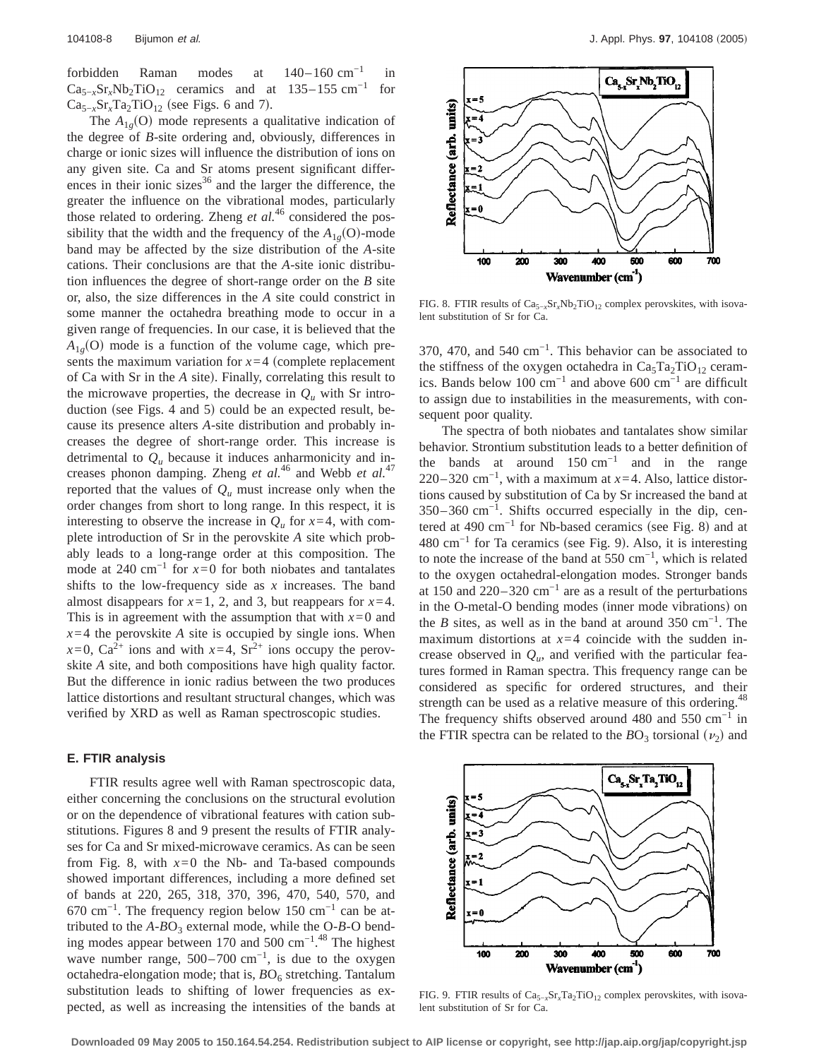forbidden Raman modes at 140–160 $cm^{-1}$ in $Ca_{5-x}Sr_xNb_2TiO_{12}$ ceramics and at 135–155 $cm^{-1}$ for $Ca_{5-x}Sr_xTa_2TiO_{12}$ (see Figs. 6 and 7).

The $A_{1g}(O)$ mode represents a qualitative indication of the degree of *B*-site ordering and, obviously, differences in charge or ionic sizes will influence the distribution of ions on any given site. Ca and Sr atoms present significant differences in their ionic sizes[36] and the larger the difference, the greater the influence on the vibrational modes, particularly those related to ordering. Zheng *et al.*[46] considered the possibility that the width and the frequency of the $A_{1g}(O)$-mode band may be affected by the size distribution of the *A*-site cations. Their conclusions are that the *A*-site ionic distribution influences the degree of short-range order on the *B* site or, also, the size differences in the *A* site could constrict in some manner the octahedra breathing mode to occur in a given range of frequencies. In our case, it is believed that the $A_{1g}(O)$ mode is a function of the volume cage, which presents the maximum variation for $x=4$ (complete replacement of Ca with Sr in the *A* site). Finally, correlating this result to the microwave properties, the decrease in $Q_u$ with Sr introduction (see Figs. 4 and 5) could be an expected result, because its presence alters *A*-site distribution and probably increases the degree of short-range order. This increase is detrimental to $Q_u$ because it induces anharmonicity and increases phonon damping. Zheng *et al.*[46] and Webb *et al.*[47] reported that the values of $Q_u$ must increase only when the order changes from short to long range. In this respect, it is interesting to observe the increase in $Q_u$ for $x=4$, with complete introduction of Sr in the perovskite *A* site which probably leads to a long-range order at this composition. The mode at 240 $cm^{-1}$ for $x=0$ for both niobates and tantalates shifts to the low-frequency side as *x* increases. The band almost disappears for $x=1$, 2, and 3, but reappears for $x=4$. This is in agreement with the assumption that with $x=0$ and $x=4$ the perovskite *A* site is occupied by single ions. When $x=0$, $Ca^{2+}$ ions and with $x=4$, $Sr^{2+}$ ions occupy the perovskite *A* site, and both compositions have high quality factor. But the difference in ionic radius between the two produces lattice distortions and resultant structural changes, which was verified by XRD as well as Raman spectroscopic studies.

### E. FTIR analysis

FTIR results agree well with Raman spectroscopic data, either concerning the conclusions on the structural evolution or on the dependence of vibrational features with cation substitutions. Figures 8 and 9 present the results of FTIR analyses for Ca and Sr mixed-microwave ceramics. As can be seen from Fig. 8, with $x=0$ the Nb- and Ta-based compounds showed important differences, including a more defined set of bands at 220, 265, 318, 370, 396, 470, 540, 570, and 670 $cm^{-1}$. The frequency region below 150 $cm^{-1}$ can be attributed to the $A$-$BO_3$ external mode, while the O-*B*-O bending modes appear between 170 and 500 $cm^{-1}$.[48] The highest wave number range, 500–700 $cm^{-1}$, is due to the oxygen octahedra-elongation mode; that is, $BO_6$ stretching. Tantalum substitution leads to shifting of lower frequencies as expected, as well as increasing the intensities of the bands at 370, 470, and 540 $cm^{-1}$. This behavior can be associated to the stiffness of the oxygen octahedra in $Ca_5Ta_2TiO_{12}$ ceramics. Bands below 100 $cm^{-1}$ and above 600 $cm^{-1}$ are difficult to assign due to instabilities in the measurements, with consequent poor quality.

FIG. 8. FTIR results of $Ca_{5-x}Sr_xNb_2TiO_{12}$ complex perovskites, with isovalent substitution of Sr for Ca.

The spectra of both niobates and tantalates show similar behavior. Strontium substitution leads to a better definition of the bands at around 150 $cm^{-1}$ and in the range 220–320 $cm^{-1}$, with a maximum at $x=4$. Also, lattice distortions caused by substitution of Ca by Sr increased the band at 350–360 $cm^{-1}$. Shifts occurred especially in the dip, centered at 490 $cm^{-1}$ for Nb-based ceramics (see Fig. 8) and at 480 $cm^{-1}$ for Ta ceramics (see Fig. 9). Also, it is interesting to note the increase of the band at 550 $cm^{-1}$, which is related to the oxygen octahedral-elongation modes. Stronger bands at 150 and 220–320 $cm^{-1}$ are as a result of the perturbations in the O-metal-O bending modes (inner mode vibrations) on the *B* sites, as well as in the band at around 350 $cm^{-1}$. The maximum distortions at $x=4$ coincide with the sudden increase observed in $Q_u$, and verified with the particular features formed in Raman spectra. This frequency range can be considered as specific for ordered structures, and their strength can be used as a relative measure of this ordering.[48] The frequency shifts observed around 480 and 550 $cm^{-1}$ in the FTIR spectra can be related to the $BO_3$ torsional ($\nu_2$) and

FIG. 9. FTIR results of $Ca_{5-x}Sr_xTa_2TiO_{12}$ complex perovskites, with isovalent substitution of Sr for Ca.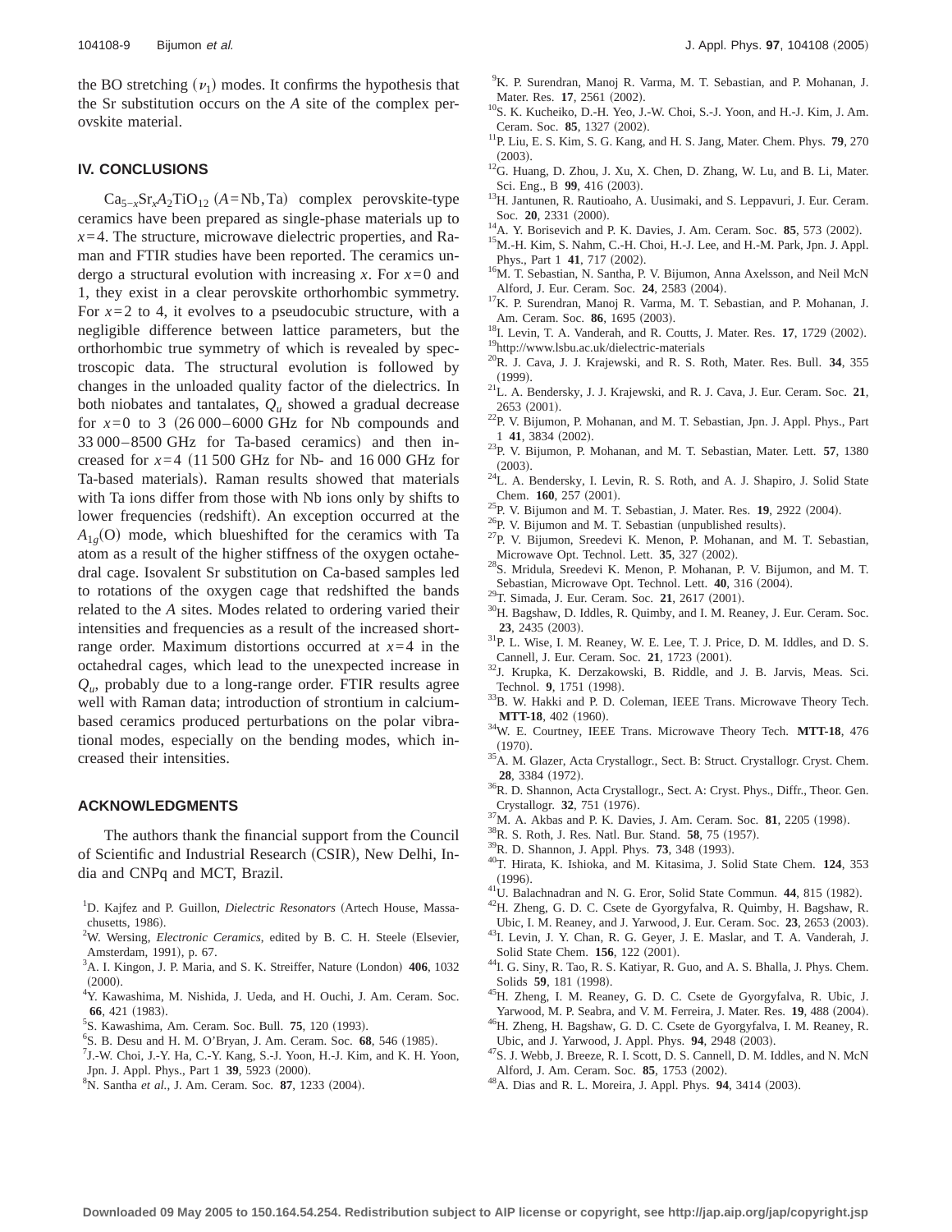the BO stretching ($\nu_1$) modes. It confirms the hypothesis that the Sr substitution occurs on the *A* site of the complex perovskite material.

## IV. CONCLUSIONS

$Ca_{5-x}Sr_xA_2TiO_{12}$ ($A$=Nb, Ta) complex perovskite-type ceramics have been prepared as single-phase materials up to $x$=4. The structure, microwave dielectric properties, and Raman and FTIR studies have been reported. The ceramics undergo a structural evolution with increasing $x$. For $x$=0 and 1, they exist in a clear perovskite orthorhombic symmetry. For $x$=2 to 4, it evolves to a pseudocubic structure, with a negligible difference between lattice parameters, but the orthorhombic true symmetry of which is revealed by spectroscopic data. The structural evolution is followed by changes in the unloaded quality factor of the dielectrics. In both niobates and tantalates, $Q_u$ showed a gradual decrease for $x$=0 to 3 (26 000–6000 GHz for Nb compounds and 33 000–8500 GHz for Ta-based ceramics) and then increased for $x$=4 (11 500 GHz for Nb- and 16 000 GHz for Ta-based materials). Raman results showed that materials with Ta ions differ from those with Nb ions only by shifts to lower frequencies (redshift). An exception occurred at the $A_{1g}$(O) mode, which blueshifted for the ceramics with Ta atom as a result of the higher stiffness of the oxygen octahedral cage. Isovalent Sr substitution on Ca-based samples led to rotations of the oxygen cage that redshifted the bands related to the *A* sites. Modes related to ordering varied their intensities and frequencies as a result of the increased short-range order. Maximum distortions occurred at $x$=4 in the octahedral cages, which lead to the unexpected increase in $Q_u$, probably due to a long-range order. FTIR results agree well with Raman data; introduction of strontium in calcium-based ceramics produced perturbations on the polar vibrational modes, especially on the bending modes, which increased their intensities.

## ACKNOWLEDGMENTS

The authors thank the financial support from the Council of Scientific and Industrial Research (CSIR), New Delhi, India and CNPq and MCT, Brazil.

[1] D. Kajfez and P. Guillon, *Dielectric Resonators* (Artech House, Massachusetts, 1986).
[2] W. Wersing, *Electronic Ceramics*, edited by B. C. H. Steele (Elsevier, Amsterdam, 1991), p. 67.
[3] A. I. Kingon, J. P. Maria, and S. K. Streiffer, Nature (London) **406**, 1032 (2000).
[4] Y. Kawashima, M. Nishida, J. Ueda, and H. Ouchi, J. Am. Ceram. Soc. **66**, 421 (1983).
[5] S. Kawashima, Am. Ceram. Soc. Bull. **75**, 120 (1993).
[6] S. B. Desu and H. M. O'Bryan, J. Am. Ceram. Soc. **68**, 546 (1985).
[7] J.-W. Choi, J.-Y. Ha, C.-Y. Kang, S.-J. Yoon, H.-J. Kim, and K. H. Yoon, Jpn. J. Appl. Phys., Part 1 **39**, 5923 (2000).
[8] N. Santha *et al.*, J. Am. Ceram. Soc. **87**, 1233 (2004).
[9] K. P. Surendran, Manoj R. Varma, M. T. Sebastian, and P. Mohanan, J. Mater. Res. **17**, 2561 (2002).
[10] S. K. Kucheiko, D.-H. Yeo, J.-W. Choi, S.-J. Yoon, and H.-J. Kim, J. Am. Ceram. Soc. **85**, 1327 (2002).
[11] P. Liu, E. S. Kim, S. G. Kang, and H. S. Jang, Mater. Chem. Phys. **79**, 270 (2003).
[12] G. Huang, D. Zhou, J. Xu, X. Chen, D. Zhang, W. Lu, and B. Li, Mater. Sci. Eng., B **99**, 416 (2003).
[13] H. Jantunen, R. Rautioaho, A. Uusimaki, and S. Leppavuri, J. Eur. Ceram. Soc. **20**, 2331 (2000).
[14] A. Y. Borisevich and P. K. Davies, J. Am. Ceram. Soc. **85**, 573 (2002).
[15] M.-H. Kim, S. Nahm, C.-H. Choi, H.-J. Lee, and H.-M. Park, Jpn. J. Appl. Phys., Part 1 **41**, 717 (2002).
[16] M. T. Sebastian, N. Santha, P. V. Bijumon, Anna Axelsson, and Neil McN Alford, J. Eur. Ceram. Soc. **24**, 2583 (2004).
[17] K. P. Surendran, Manoj R. Varma, M. T. Sebastian, and P. Mohanan, J. Am. Ceram. Soc. **86**, 1695 (2003).
[18] I. Levin, T. A. Vanderah, and R. Coutts, J. Mater. Res. **17**, 1729 (2002).
[19] http://www.lsbu.ac.uk/dielectric-materials
[20] R. J. Cava, J. J. Krajewski, and R. S. Roth, Mater. Res. Bull. **34**, 355 (1999).
[21] L. A. Bendersky, J. J. Krajewski, and R. J. Cava, J. Eur. Ceram. Soc. **21**, 2653 (2001).
[22] P. V. Bijumon, P. Mohanan, and M. T. Sebastian, Jpn. J. Appl. Phys., Part 1 **41**, 3834 (2002).
[23] P. V. Bijumon, P. Mohanan, and M. T. Sebastian, Mater. Lett. **57**, 1380 (2003).
[24] L. A. Bendersky, I. Levin, R. S. Roth, and A. J. Shapiro, J. Solid State Chem. **160**, 257 (2001).
[25] P. V. Bijumon and M. T. Sebastian, J. Mater. Res. **19**, 2922 (2004).
[26] P. V. Bijumon and M. T. Sebastian (unpublished results).
[27] P. V. Bijumon, Sreedevi K. Menon, P. Mohanan, and M. T. Sebastian, Microwave Opt. Technol. Lett. **35**, 327 (2002).
[28] S. Mridula, Sreedevi K. Menon, P. Mohanan, P. V. Bijumon, and M. T. Sebastian, Microwave Opt. Technol. Lett. **40**, 316 (2004).
[29] T. Simada, J. Eur. Ceram. Soc. **21**, 2617 (2001).
[30] H. Bagshaw, D. Iddles, R. Quimby, and I. M. Reaney, J. Eur. Ceram. Soc. **23**, 2435 (2003).
[31] P. L. Wise, I. M. Reaney, W. E. Lee, T. J. Price, D. M. Iddles, and D. S. Cannell, J. Eur. Ceram. Soc. **21**, 1723 (2001).
[32] J. Krupka, K. Derzakowski, B. Riddle, and J. B. Jarvis, Meas. Sci. Technol. **9**, 1751 (1998).
[33] B. W. Hakki and P. D. Coleman, IEEE Trans. Microwave Theory Tech. **MTT-18**, 402 (1960).
[34] W. E. Courtney, IEEE Trans. Microwave Theory Tech. **MTT-18**, 476 (1970).
[35] A. M. Glazer, Acta Crystallogr., Sect. B: Struct. Crystallogr. Cryst. Chem. **28**, 3384 (1972).
[36] R. D. Shannon, Acta Crystallogr., Sect. A: Cryst. Phys., Diffr., Theor. Gen. Crystallogr. **32**, 751 (1976).
[37] M. A. Akbas and P. K. Davies, J. Am. Ceram. Soc. **81**, 2205 (1998).
[38] R. S. Roth, J. Res. Natl. Bur. Stand. **58**, 75 (1957).
[39] R. D. Shannon, J. Appl. Phys. **73**, 348 (1993).
[40] T. Hirata, K. Ishioka, and M. Kitasima, J. Solid State Chem. **124**, 353 (1996).
[41] U. Balachnadran and N. G. Eror, Solid State Commun. **44**, 815 (1982).
[42] H. Zheng, G. D. C. Csete de Gyorgyfalva, R. Quimby, H. Bagshaw, R. Ubic, I. M. Reaney, and J. Yarwood, J. Eur. Ceram. Soc. **23**, 2653 (2003).
[43] I. Levin, J. Y. Chan, R. G. Geyer, J. E. Maslar, and T. A. Vanderah, J. Solid State Chem. **156**, 122 (2001).
[44] I. G. Siny, R. Tao, R. S. Katiyar, R. Guo, and A. S. Bhalla, J. Phys. Chem. Solids **59**, 181 (1998).
[45] H. Zheng, I. M. Reaney, G. D. C. Csete de Gyorgyfalva, R. Ubic, J. Yarwood, M. P. Seabra, and V. M. Ferreira, J. Mater. Res. **19**, 488 (2004).
[46] H. Zheng, H. Bagshaw, G. D. C. Csete de Gyorgyfalva, I. M. Reaney, R. Ubic, and J. Yarwood, J. Appl. Phys. **94**, 2948 (2003).
[47] S. J. Webb, J. Breeze, R. I. Scott, D. S. Cannell, D. M. Iddles, and N. McN Alford, J. Am. Ceram. Soc. **85**, 1753 (2002).
[48] A. Dias and R. L. Moreira, J. Appl. Phys. **94**, 3414 (2003).